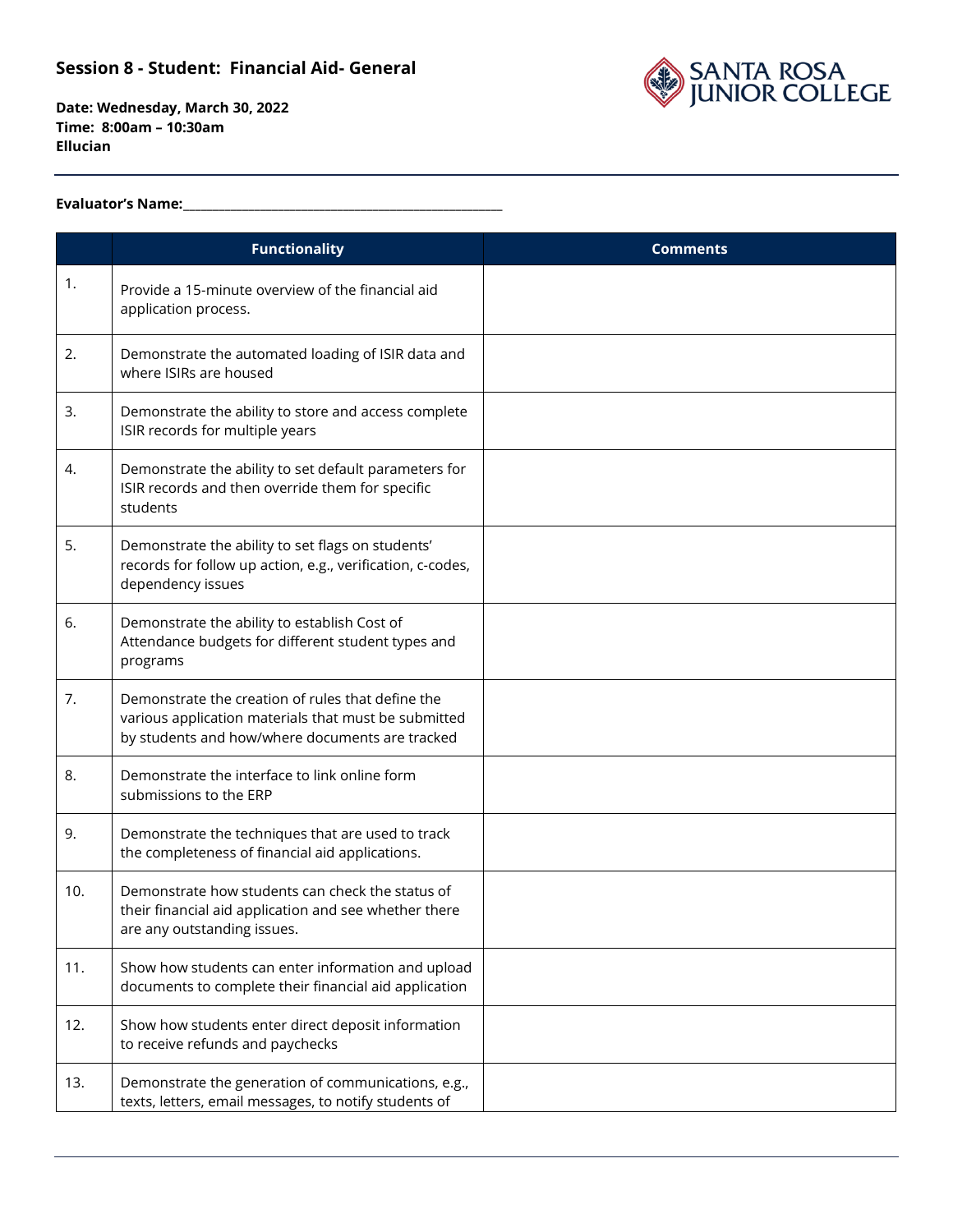## Session 8 - Student: Financial Aid- General

**Date: Wednesday, March 30, 2022**
**Time: 8:00am – 10:30am**
**Ellucian**

**Evaluator's Name:**___________________________________________

| | Functionality | Comments |
|---|---|---|
| 1. | Provide a 15-minute overview of the financial aid application process. | |
| 2. | Demonstrate the automated loading of ISIR data and where ISIRs are housed | |
| 3. | Demonstrate the ability to store and access complete ISIR records for multiple years | |
| 4. | Demonstrate the ability to set default parameters for ISIR records and then override them for specific students | |
| 5. | Demonstrate the ability to set flags on students' records for follow up action, e.g., verification, c-codes, dependency issues | |
| 6. | Demonstrate the ability to establish Cost of Attendance budgets for different student types and programs | |
| 7. | Demonstrate the creation of rules that define the various application materials that must be submitted by students and how/where documents are tracked | |
| 8. | Demonstrate the interface to link online form submissions to the ERP | |
| 9. | Demonstrate the techniques that are used to track the completeness of financial aid applications. | |
| 10. | Demonstrate how students can check the status of their financial aid application and see whether there are any outstanding issues. | |
| 11. | Show how students can enter information and upload documents to complete their financial aid application | |
| 12. | Show how students enter direct deposit information to receive refunds and paychecks | |
| 13. | Demonstrate the generation of communications, e.g., texts, letters, email messages, to notify students of | |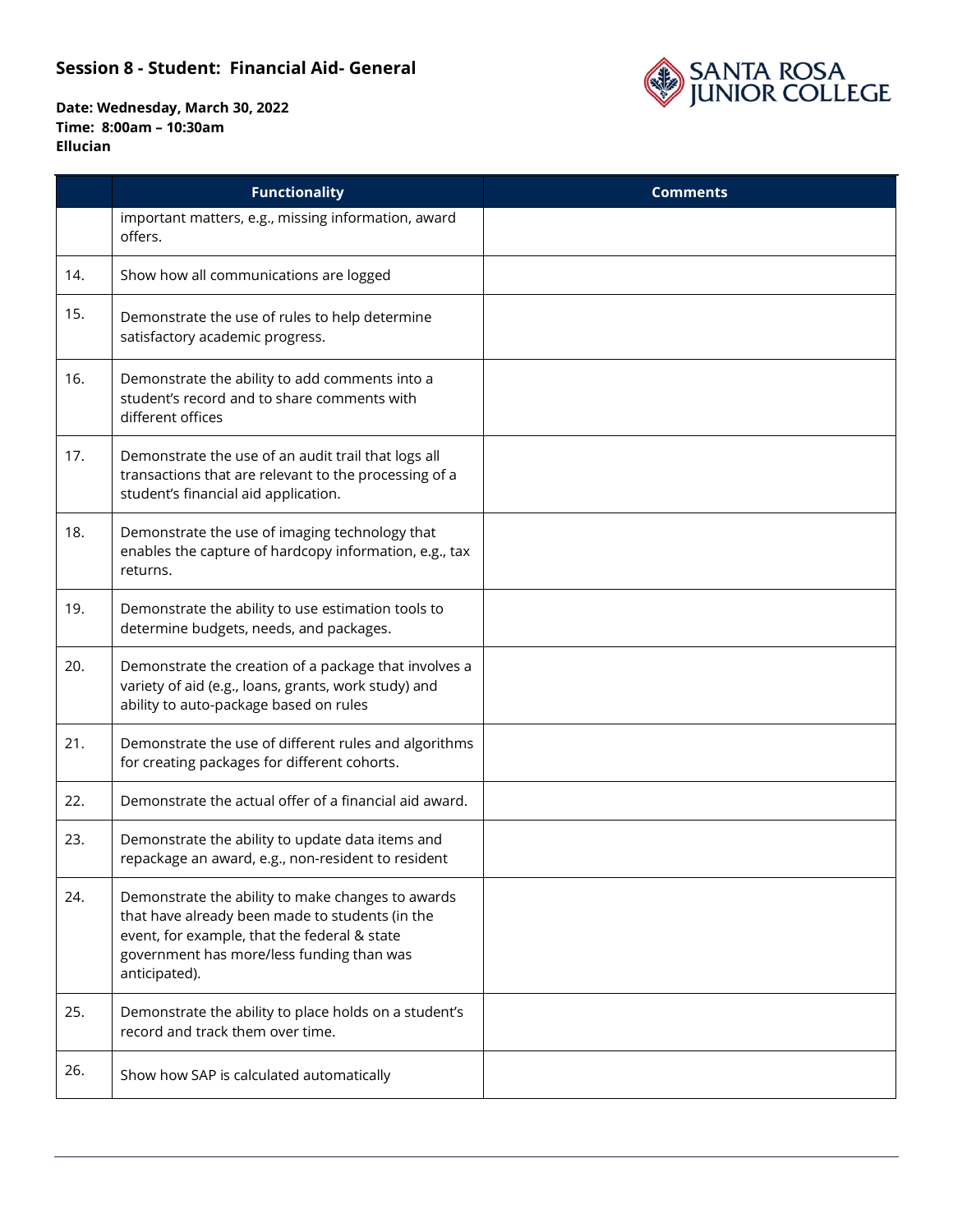**Session 8 - Student: Financial Aid- General**

**Date: Wednesday, March 30, 2022**
**Time: 8:00am – 10:30am**
**Ellucian**

| | Functionality | Comments |
|---|---|---|
| | important matters, e.g., missing information, award offers. | |
| 14. | Show how all communications are logged | |
| 15. | Demonstrate the use of rules to help determine satisfactory academic progress. | |
| 16. | Demonstrate the ability to add comments into a student's record and to share comments with different offices | |
| 17. | Demonstrate the use of an audit trail that logs all transactions that are relevant to the processing of a student's financial aid application. | |
| 18. | Demonstrate the use of imaging technology that enables the capture of hardcopy information, e.g., tax returns. | |
| 19. | Demonstrate the ability to use estimation tools to determine budgets, needs, and packages. | |
| 20. | Demonstrate the creation of a package that involves a variety of aid (e.g., loans, grants, work study) and ability to auto-package based on rules | |
| 21. | Demonstrate the use of different rules and algorithms for creating packages for different cohorts. | |
| 22. | Demonstrate the actual offer of a financial aid award. | |
| 23. | Demonstrate the ability to update data items and repackage an award, e.g., non-resident to resident | |
| 24. | Demonstrate the ability to make changes to awards that have already been made to students (in the event, for example, that the federal & state government has more/less funding than was anticipated). | |
| 25. | Demonstrate the ability to place holds on a student's record and track them over time. | |
| 26. | Show how SAP is calculated automatically | |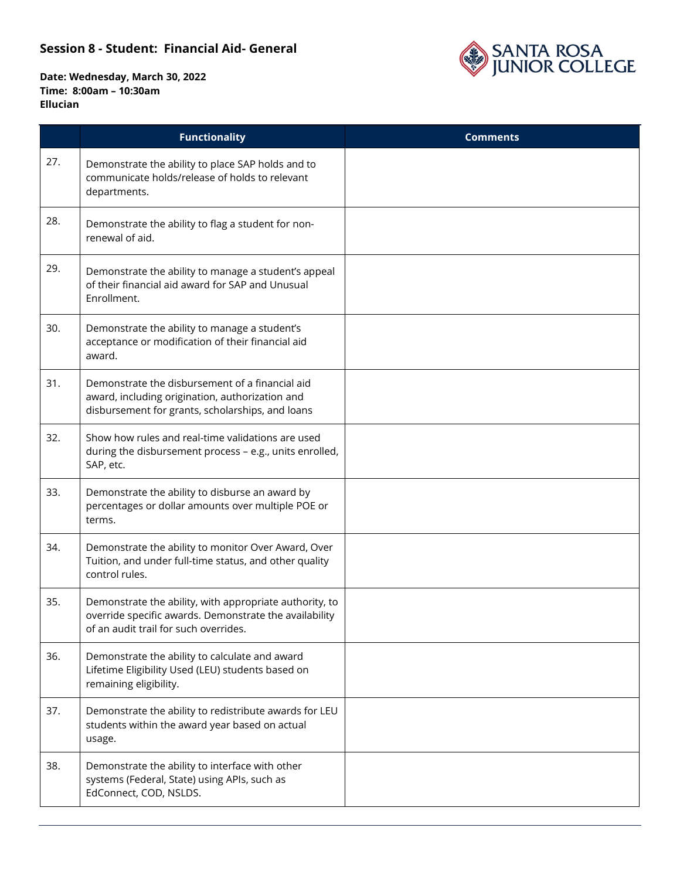**Session 8 - Student: Financial Aid- General**

**Date: Wednesday, March 30, 2022**
**Time: 8:00am – 10:30am**
**Ellucian**

| | Functionality | Comments |
|---|---|---|
| 27. | Demonstrate the ability to place SAP holds and to communicate holds/release of holds to relevant departments. | |
| 28. | Demonstrate the ability to flag a student for non-renewal of aid. | |
| 29. | Demonstrate the ability to manage a student's appeal of their financial aid award for SAP and Unusual Enrollment. | |
| 30. | Demonstrate the ability to manage a student's acceptance or modification of their financial aid award. | |
| 31. | Demonstrate the disbursement of a financial aid award, including origination, authorization and disbursement for grants, scholarships, and loans | |
| 32. | Show how rules and real-time validations are used during the disbursement process – e.g., units enrolled, SAP, etc. | |
| 33. | Demonstrate the ability to disburse an award by percentages or dollar amounts over multiple POE or terms. | |
| 34. | Demonstrate the ability to monitor Over Award, Over Tuition, and under full-time status, and other quality control rules. | |
| 35. | Demonstrate the ability, with appropriate authority, to override specific awards. Demonstrate the availability of an audit trail for such overrides. | |
| 36. | Demonstrate the ability to calculate and award Lifetime Eligibility Used (LEU) students based on remaining eligibility. | |
| 37. | Demonstrate the ability to redistribute awards for LEU students within the award year based on actual usage. | |
| 38. | Demonstrate the ability to interface with other systems (Federal, State) using APIs, such as EdConnect, COD, NSLDS. | |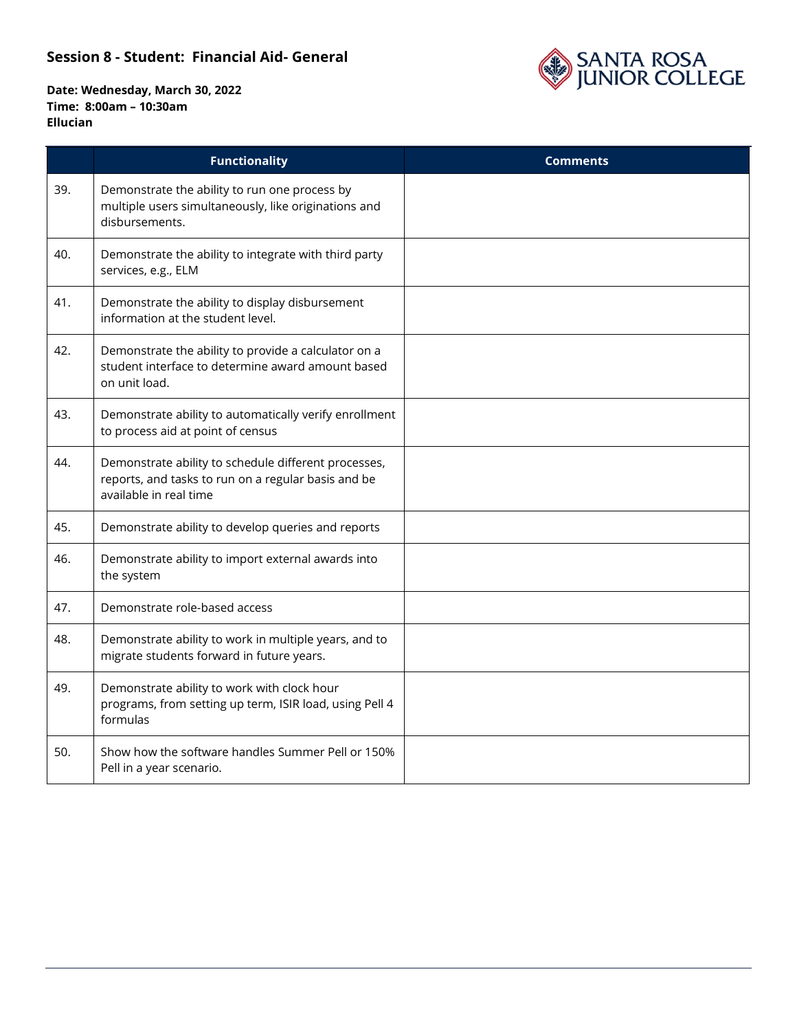## Session 8 - Student: Financial Aid- General

**Date: Wednesday, March 30, 2022**
**Time: 8:00am – 10:30am**
**Ellucian**

| | Functionality | Comments |
|---|---|---|
| 39. | Demonstrate the ability to run one process by multiple users simultaneously, like originations and disbursements. | |
| 40. | Demonstrate the ability to integrate with third party services, e.g., ELM | |
| 41. | Demonstrate the ability to display disbursement information at the student level. | |
| 42. | Demonstrate the ability to provide a calculator on a student interface to determine award amount based on unit load. | |
| 43. | Demonstrate ability to automatically verify enrollment to process aid at point of census | |
| 44. | Demonstrate ability to schedule different processes, reports, and tasks to run on a regular basis and be available in real time | |
| 45. | Demonstrate ability to develop queries and reports | |
| 46. | Demonstrate ability to import external awards into the system | |
| 47. | Demonstrate role-based access | |
| 48. | Demonstrate ability to work in multiple years, and to migrate students forward in future years. | |
| 49. | Demonstrate ability to work with clock hour programs, from setting up term, ISIR load, using Pell 4 formulas | |
| 50. | Show how the software handles Summer Pell or 150% Pell in a year scenario. | |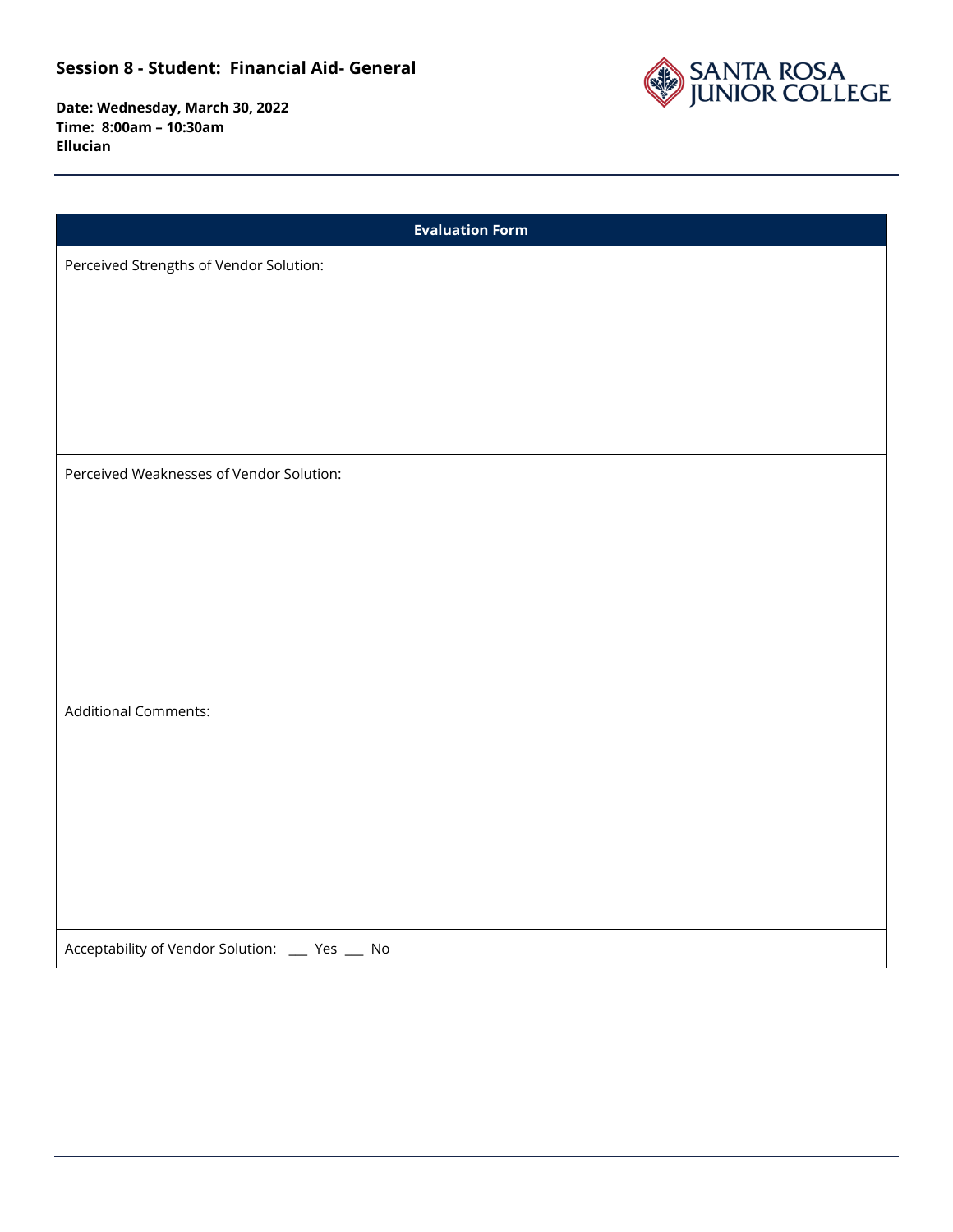**Session 8 - Student: Financial Aid- General**

**Date: Wednesday, March 30, 2022**
**Time: 8:00am – 10:30am**
**Ellucian**

| Evaluation Form |
|---|
| Perceived Strengths of Vendor Solution: |
| Perceived Weaknesses of Vendor Solution: |
| Additional Comments: |
| Acceptability of Vendor Solution: \_\_\_ Yes \_\_\_ No |